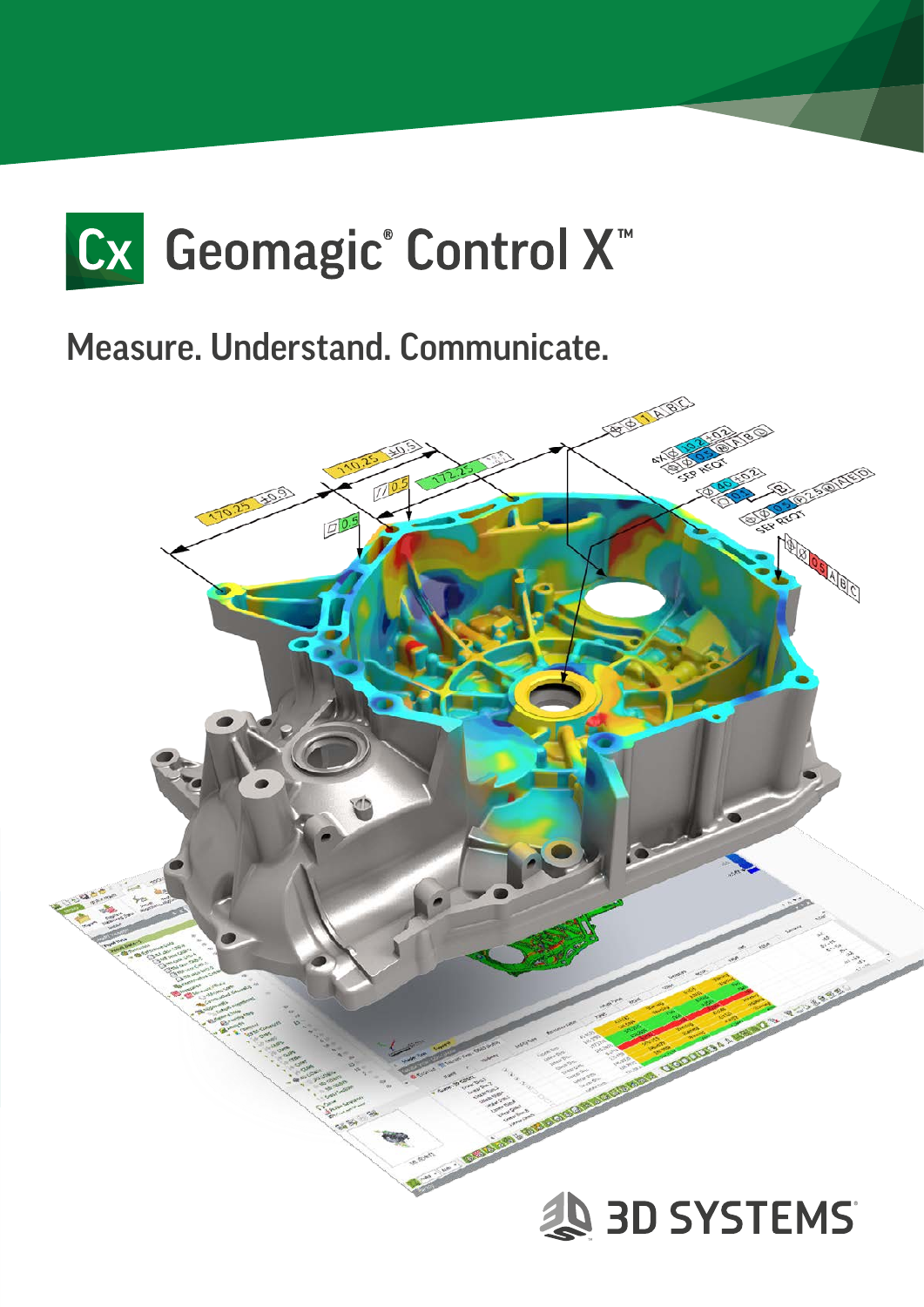# Geomagic® Control X™

## Measure. Understand. Communicate.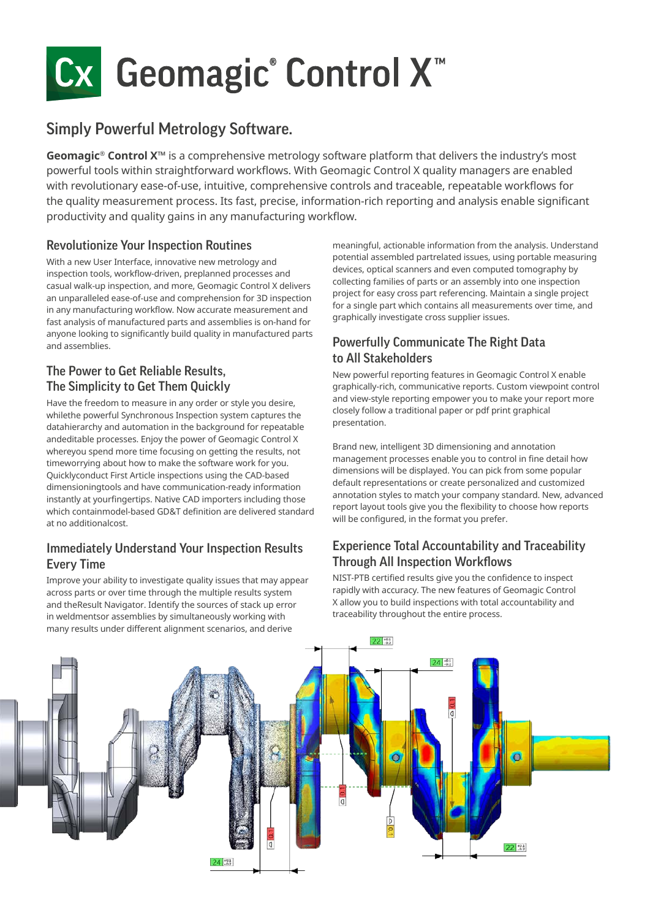# Geomagic® Control X™

## Simply Powerful Metrology Software.

**Geomagic® Control X™** is a comprehensive metrology software platform that delivers the industry's most powerful tools within straightforward workflows. With Geomagic Control X quality managers are enabled with revolutionary ease-of-use, intuitive, comprehensive controls and traceable, repeatable workflows for the quality measurement process. Its fast, precise, information-rich reporting and analysis enable significant productivity and quality gains in any manufacturing workflow.

### Revolutionize Your Inspection Routines

With a new User Interface, innovative new metrology and inspection tools, workflow-driven, preplanned processes and casual walk-up inspection, and more, Geomagic Control X delivers an unparalleled ease-of-use and comprehension for 3D inspection in any manufacturing workflow. Now accurate measurement and fast analysis of manufactured parts and assemblies is on-hand for anyone looking to significantly build quality in manufactured parts and assemblies.

### The Power to Get Reliable Results, The Simplicity to Get Them Quickly

Have the freedom to measure in any order or style you desire, whilethe powerful Synchronous Inspection system captures the datahierarchy and automation in the background for repeatable andeditable processes. Enjoy the power of Geomagic Control X whereyou spend more time focusing on getting the results, not timeworrying about how to make the software work for you. Quicklyconduct First Article inspections using the CAD-based dimensioningtools and have communication-ready information instantly at yourfingertips. Native CAD importers including those which containmodel-based GD&T definition are delivered standard at no additionalcost.

### Immediately Understand Your Inspection Results Every Time

Improve your ability to investigate quality issues that may appear across parts or over time through the multiple results system and theResult Navigator. Identify the sources of stack up error in weldmentsor assemblies by simultaneously working with many results under different alignment scenarios, and derive meaningful, actionable information from the analysis. Understand potential assembled partrelated issues, using portable measuring devices, optical scanners and even computed tomography by collecting families of parts or an assembly into one inspection project for easy cross part referencing. Maintain a single project for a single part which contains all measurements over time, and graphically investigate cross supplier issues.

### Powerfully Communicate The Right Data to All Stakeholders

New powerful reporting features in Geomagic Control X enable graphically-rich, communicative reports. Custom viewpoint control and view-style reporting empower you to make your report more closely follow a traditional paper or pdf print graphical presentation.

Brand new, intelligent 3D dimensioning and annotation management processes enable you to control in fine detail how dimensions will be displayed. You can pick from some popular default representations or create personalized and customized annotation styles to match your company standard. New, advanced report layout tools give you the flexibility to choose how reports will be configured, in the format you prefer.

### Experience Total Accountability and Traceability Through All Inspection Workflows

NIST-PTB certified results give you the confidence to inspect rapidly with accuracy. The new features of Geomagic Control X allow you to build inspections with total accountability and traceability throughout the entire process.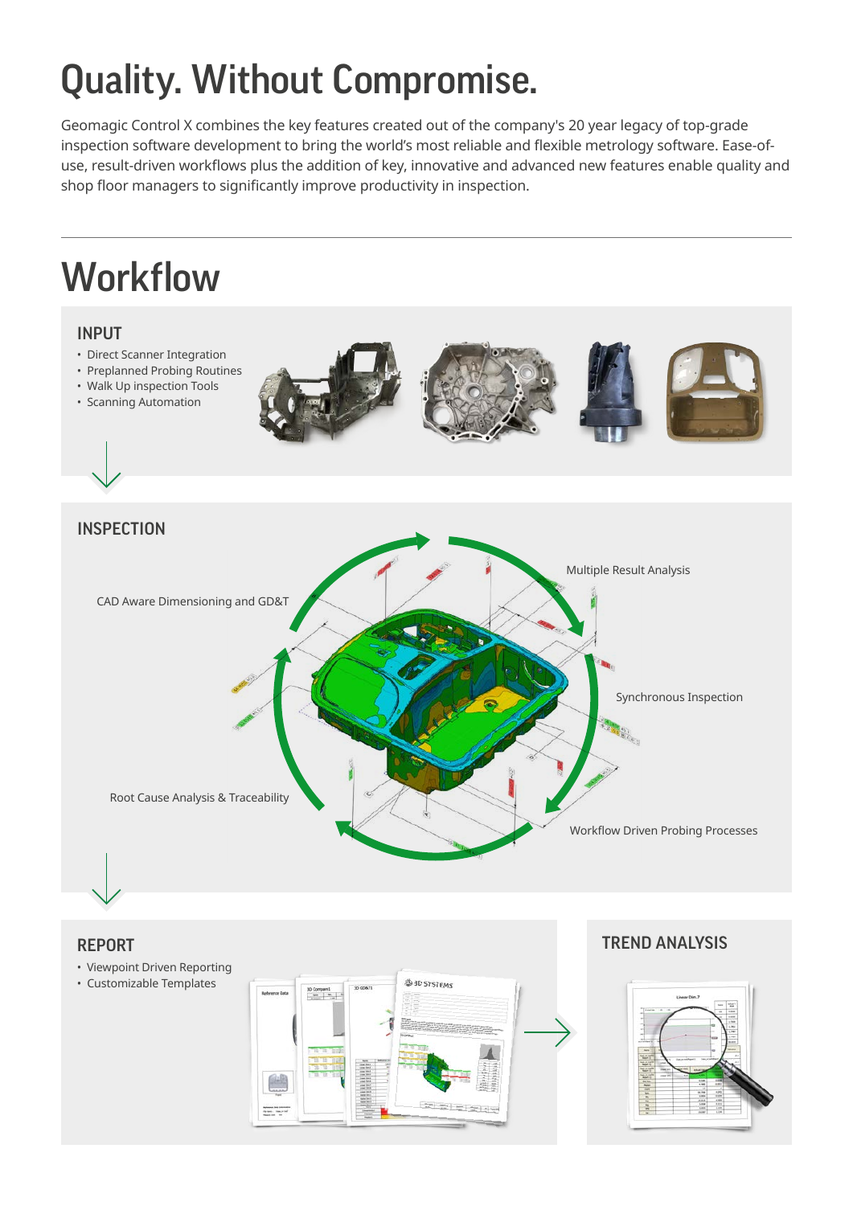# Quality. Without Compromise.

Geomagic Control X combines the key features created out of the company's 20 year legacy of top-grade inspection software development to bring the world's most reliable and flexible metrology software. Ease-of-use, result-driven workflows plus the addition of key, innovative and advanced new features enable quality and shop floor managers to significantly improve productivity in inspection.

---

# Workflow

## INPUT

- Direct Scanner Integration
- Preplanned Probing Routines
- Walk Up inspection Tools
- Scanning Automation

## INSPECTION

- CAD Aware Dimensioning and GD&T
- Multiple Result Analysis
- Synchronous Inspection
- Workflow Driven Probing Processes
- Root Cause Analysis & Traceability

## REPORT

- Viewpoint Driven Reporting
- Customizable Templates

## TREND ANALYSIS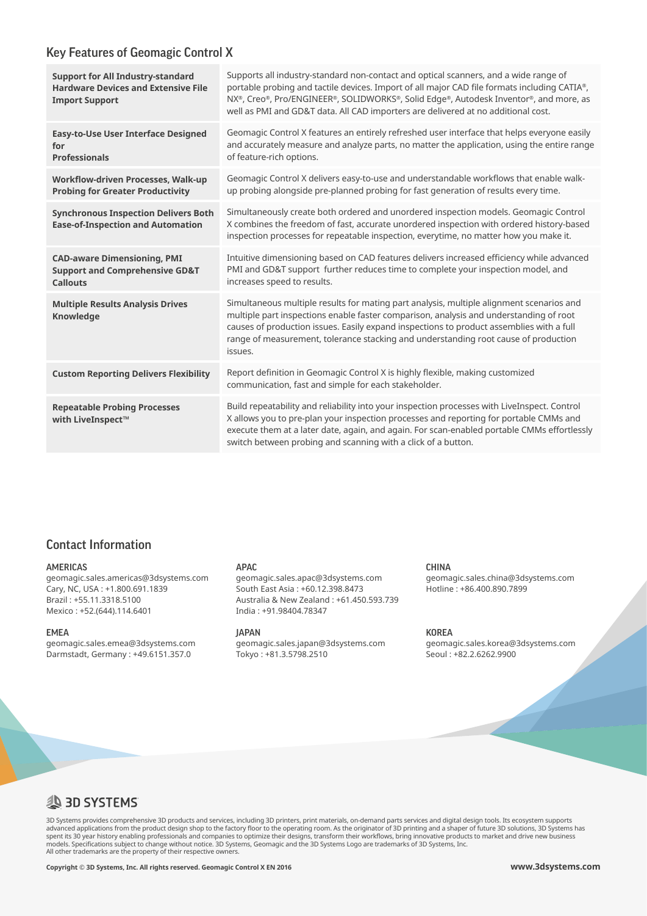## Key Features of Geomagic Control X

| | |
|---|---|
| **Support for All Industry-standard Hardware Devices and Extensive File Import Support** | Supports all industry-standard non-contact and optical scanners, and a wide range of portable probing and tactile devices. Import of all major CAD file formats including CATIA®, NX®, Creo®, Pro/ENGINEER®, SOLIDWORKS®, Solid Edge®, Autodesk Inventor®, and more, as well as PMI and GD&T data. All CAD importers are delivered at no additional cost. |
| **Easy-to-Use User Interface Designed for Professionals** | Geomagic Control X features an entirely refreshed user interface that helps everyone easily and accurately measure and analyze parts, no matter the application, using the entire range of feature-rich options. |
| **Workflow-driven Processes, Walk-up Probing for Greater Productivity** | Geomagic Control X delivers easy-to-use and understandable workflows that enable walk-up probing alongside pre-planned probing for fast generation of results every time. |
| **Synchronous Inspection Delivers Both Ease-of-Inspection and Automation** | Simultaneously create both ordered and unordered inspection models. Geomagic Control X combines the freedom of fast, accurate unordered inspection with ordered history-based inspection processes for repeatable inspection, everytime, no matter how you make it. |
| **CAD-aware Dimensioning, PMI Support and Comprehensive GD&T Callouts** | Intuitive dimensioning based on CAD features delivers increased efficiency while advanced PMI and GD&T support further reduces time to complete your inspection model, and increases speed to results. |
| **Multiple Results Analysis Drives Knowledge** | Simultaneous multiple results for mating part analysis, multiple alignment scenarios and multiple part inspections enable faster comparison, analysis and understanding of root causes of production issues. Easily expand inspections to product assemblies with a full range of measurement, tolerance stacking and understanding root cause of production issues. |
| **Custom Reporting Delivers Flexibility** | Report definition in Geomagic Control X is highly flexible, making customized communication, fast and simple for each stakeholder. |
| **Repeatable Probing Processes with LiveInspect™** | Build repeatability and reliability into your inspection processes with LiveInspect. Control X allows you to pre-plan your inspection processes and reporting for portable CMMs and execute them at a later date, again, and again. For scan-enabled portable CMMs effortlessly switch between probing and scanning with a click of a button. |

## Contact Information

**AMERICAS**
geomagic.sales.americas@3dsystems.com
Cary, NC, USA : +1.800.691.1839
Brazil : +55.11.3318.5100
Mexico : +52.(644).114.6401

**EMEA**
geomagic.sales.emea@3dsystems.com
Darmstadt, Germany : +49.6151.357.0

**APAC**
geomagic.sales.apac@3dsystems.com
South East Asia : +60.12.398.8473
Australia & New Zealand : +61.450.593.739
India : +91.98404.78347

**JAPAN**
geomagic.sales.japan@3dsystems.com
Tokyo : +81.3.5798.2510

**CHINA**
geomagic.sales.china@3dsystems.com
Hotline : +86.400.890.7899

**KOREA**
geomagic.sales.korea@3dsystems.com
Seoul : +82.2.6262.9900

3D SYSTEMS

3D Systems provides comprehensive 3D products and services, including 3D printers, print materials, on-demand parts services and digital design tools. Its ecosystem supports advanced applications from the product design shop to the factory floor to the operating room. As the originator of 3D printing and a shaper of future 3D solutions, 3D Systems has spent its 30 year history enabling professionals and companies to optimize their designs, transform their workflows, bring innovative products to market and drive new business models. Specifications subject to change without notice. 3D Systems, Geomagic and the 3D Systems Logo are trademarks of 3D Systems, Inc.
All other trademarks are the property of their respective owners.

**Copyright © 3D Systems, Inc. All rights reserved. Geomagic Control X EN 2016**

**www.3dsystems.com**